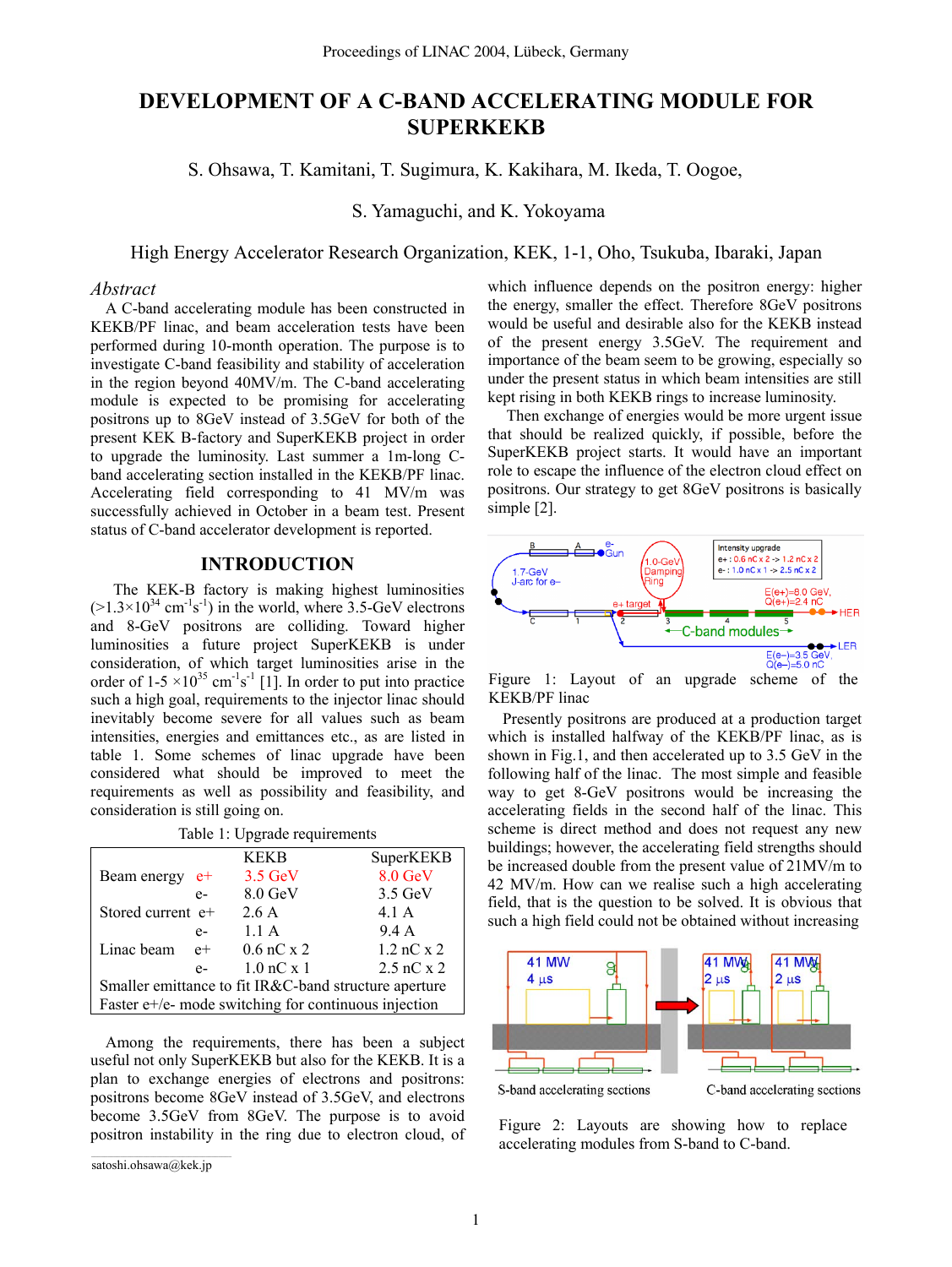Proceedings of LINAC 2004, Lübeck, Germany

# DEVELOPMENT OF A C-BAND ACCELERATING MODULE FOR SUPERKEKB

S. Ohsawa, T. Kamitani, T. Sugimura, K. Kakihara, M. Ikeda, T. Oogoe, S. Yamaguchi, and K. Yokoyama

High Energy Accelerator Research Organization, KEK, 1-1, Oho, Tsukuba, Ibaraki, Japan

*Abstract*

A C-band accelerating module has been constructed in KEKB/PF linac, and beam acceleration tests have been performed during 10-month operation. The purpose is to investigate C-band feasibility and stability of acceleration in the region beyond 40MV/m. The C-band accelerating module is expected to be promising for accelerating positrons up to 8GeV instead of 3.5GeV for both of the present KEK B-factory and SuperKEKB project in order to upgrade the luminosity. Last summer a 1m-long C-band accelerating section installed in the KEKB/PF linac. Accelerating field corresponding to 41 MV/m was successfully achieved in October in a beam test. Present status of C-band accelerator development is reported.

## INTRODUCTION

The KEK-B factory is making highest luminosities ($>1.3\times10^{34}$ cm$^{-1}$s$^{-1}$) in the world, where 3.5-GeV electrons and 8-GeV positrons are colliding. Toward higher luminosities a future project SuperKEKB is under consideration, of which target luminosities arise in the order of 1-5 $\times10^{35}$ cm$^{-1}$s$^{-1}$ [1]. In order to put into practice such a high goal, requirements to the injector linac should inevitably become severe for all values such as beam intensities, energies and emittances etc., as are listed in table 1. Some schemes of linac upgrade have been considered what should be improved to meet the requirements as well as possibility and feasibility, and consideration is still going on.

Table 1: Upgrade requirements

| | | KEKB | SuperKEKB |
|---|---|---|---|
| Beam energy | e+ | 3.5 GeV | 8.0 GeV |
| | e- | 8.0 GeV | 3.5 GeV |
| Stored current | e+ | 2.6 A | 4.1 A |
| | e- | 1.1 A | 9.4 A |
| Linac beam | e+ | 0.6 nC x 2 | 1.2 nC x 2 |
| | e- | 1.0 nC x 1 | 2.5 nC x 2 |
| Smaller emittance to fit IR&C-band structure aperture | | | |
| Faster e+/e- mode switching for continuous injection | | | |

Among the requirements, there has been a subject useful not only SuperKEKB but also for the KEKB. It is a plan to exchange energies of electrons and positrons: positrons become 8GeV instead of 3.5GeV, and electrons become 3.5GeV from 8GeV. The purpose is to avoid positron instability in the ring due to electron cloud, of which influence depends on the positron energy: higher the energy, smaller the effect. Therefore 8GeV positrons would be useful and desirable also for the KEKB instead of the present energy 3.5GeV. The requirement and importance of the beam seem to be growing, especially so under the present status in which beam intensities are still kept rising in both KEKB rings to increase luminosity.

Then exchange of energies would be more urgent issue that should be realized quickly, if possible, before the SuperKEKB project starts. It would have an important role to escape the influence of the electron cloud effect on positrons. Our strategy to get 8GeV positrons is basically simple [2].

Figure 1: Layout of an upgrade scheme of the KEKB/PF linac

Presently positrons are produced at a production target which is installed halfway of the KEKB/PF linac, as is shown in Fig.1, and then accelerated up to 3.5 GeV in the following half of the linac. The most simple and feasible way to get 8-GeV positrons would be increasing the accelerating fields in the second half of the linac. This scheme is direct method and does not request any new buildings; however, the accelerating field strengths should be increased double from the present value of 21MV/m to 42 MV/m. How can we realise such a high accelerating field, that is the question to be solved. It is obvious that such a high field could not be obtained without increasing

Figure 2: Layouts are showing how to replace accelerating modules from S-band to C-band.

satoshi.ohsawa@kek.jp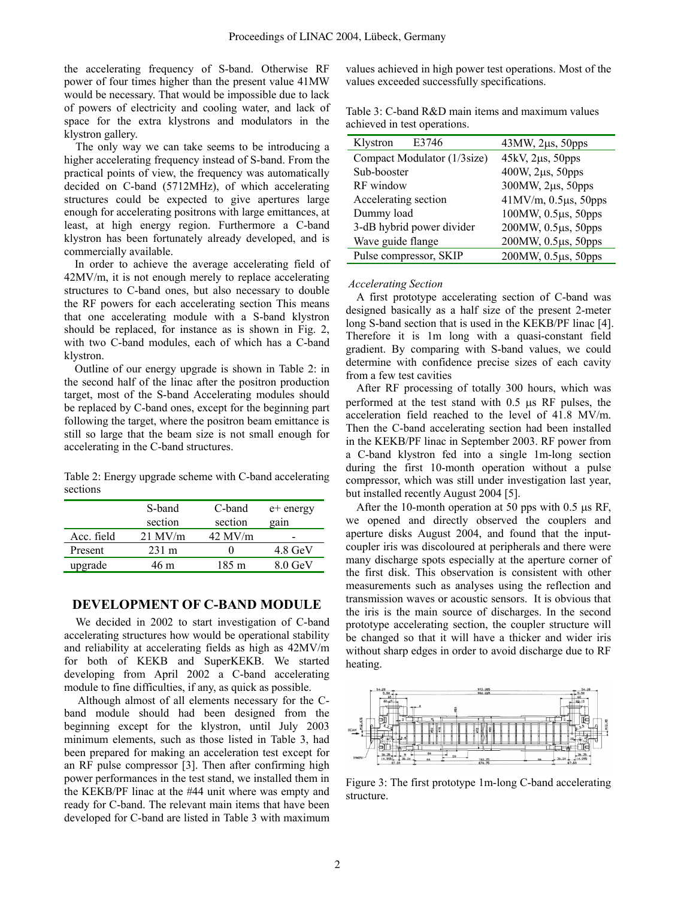the accelerating frequency of S-band. Otherwise RF power of four times higher than the present value 41MW would be necessary. That would be impossible due to lack of powers of electricity and cooling water, and lack of space for the extra klystrons and modulators in the klystron gallery.

The only way we can take seems to be introducing a higher accelerating frequency instead of S-band. From the practical points of view, the frequency was automatically decided on C-band (5712MHz), of which accelerating structures could be expected to give apertures large enough for accelerating positrons with large emittances, at least, at high energy region. Furthermore a C-band klystron has been fortunately already developed, and is commercially available.

In order to achieve the average accelerating field of 42MV/m, it is not enough merely to replace accelerating structures to C-band ones, but also necessary to double the RF powers for each accelerating section This means that one accelerating module with a S-band klystron should be replaced, for instance as is shown in Fig. 2, with two C-band modules, each of which has a C-band klystron.

Outline of our energy upgrade is shown in Table 2: in the second half of the linac after the positron production target, most of the S-band Accelerating modules should be replaced by C-band ones, except for the beginning part following the target, where the positron beam emittance is still so large that the beam size is not small enough for accelerating in the C-band structures.

Table 2: Energy upgrade scheme with C-band accelerating sections

| | S-band section | C-band section | e+ energy gain |
|---|---|---|---|
| Acc. field | 21 MV/m | 42 MV/m | - |
| Present | 231 m | 0 | 4.8 GeV |
| upgrade | 46 m | 185 m | 8.0 GeV |

## DEVELOPMENT OF C-BAND MODULE

We decided in 2002 to start investigation of C-band accelerating structures how would be operational stability and reliability at accelerating fields as high as 42MV/m for both of KEKB and SuperKEKB. We started developing from April 2002 a C-band accelerating module to fine difficulties, if any, as quick as possible.

Although almost of all elements necessary for the C-band module should had been designed from the beginning except for the klystron, until July 2003 minimum elements, such as those listed in Table 3, had been prepared for making an acceleration test except for an RF pulse compressor [3]. Then after confirming high power performances in the test stand, we installed them in the KEKB/PF linac at the #44 unit where was empty and ready for C-band. The relevant main items that have been developed for C-band are listed in Table 3 with maximum values achieved in high power test operations. Most of the values exceeded successfully specifications.

Table 3: C-band R&D main items and maximum values achieved in test operations.

| | |
|---|---|
| Klystron E3746 | 43MW, 2μs, 50pps |
| Compact Modulator (1/3size) | 45kV, 2μs, 50pps |
| Sub-booster | 400W, 2μs, 50pps |
| RF window | 300MW, 2μs, 50pps |
| Accelerating section | 41MV/m, 0.5μs, 50pps |
| Dummy load | 100MW, 0.5μs, 50pps |
| 3-dB hybrid power divider | 200MW, 0.5μs, 50pps |
| Wave guide flange | 200MW, 0.5μs, 50pps |
| Pulse compressor, SKIP | 200MW, 0.5μs, 50pps |

### *Accelerating Section*

A first prototype accelerating section of C-band was designed basically as a half size of the present 2-meter long S-band section that is used in the KEKB/PF linac [4]. Therefore it is 1m long with a quasi-constant field gradient. By comparing with S-band values, we could determine with confidence precise sizes of each cavity from a few test cavities

After RF processing of totally 300 hours, which was performed at the test stand with 0.5 μs RF pulses, the acceleration field reached to the level of 41.8 MV/m. Then the C-band accelerating section had been installed in the KEKB/PF linac in September 2003. RF power from a C-band klystron fed into a single 1m-long section during the first 10-month operation without a pulse compressor, which was still under investigation last year, but installed recently August 2004 [5].

After the 10-month operation at 50 pps with 0.5 μs RF, we opened and directly observed the couplers and aperture disks August 2004, and found that the input-coupler iris was discoloured at peripherals and there were many discharge spots especially at the aperture corner of the first disk. This observation is consistent with other measurements such as analyses using the reflection and transmission waves or acoustic sensors. It is obvious that the iris is the main source of discharges. In the second prototype accelerating section, the coupler structure will be changed so that it will have a thicker and wider iris without sharp edges in order to avoid discharge due to RF heating.

Figure 3: The first prototype 1m-long C-band accelerating structure.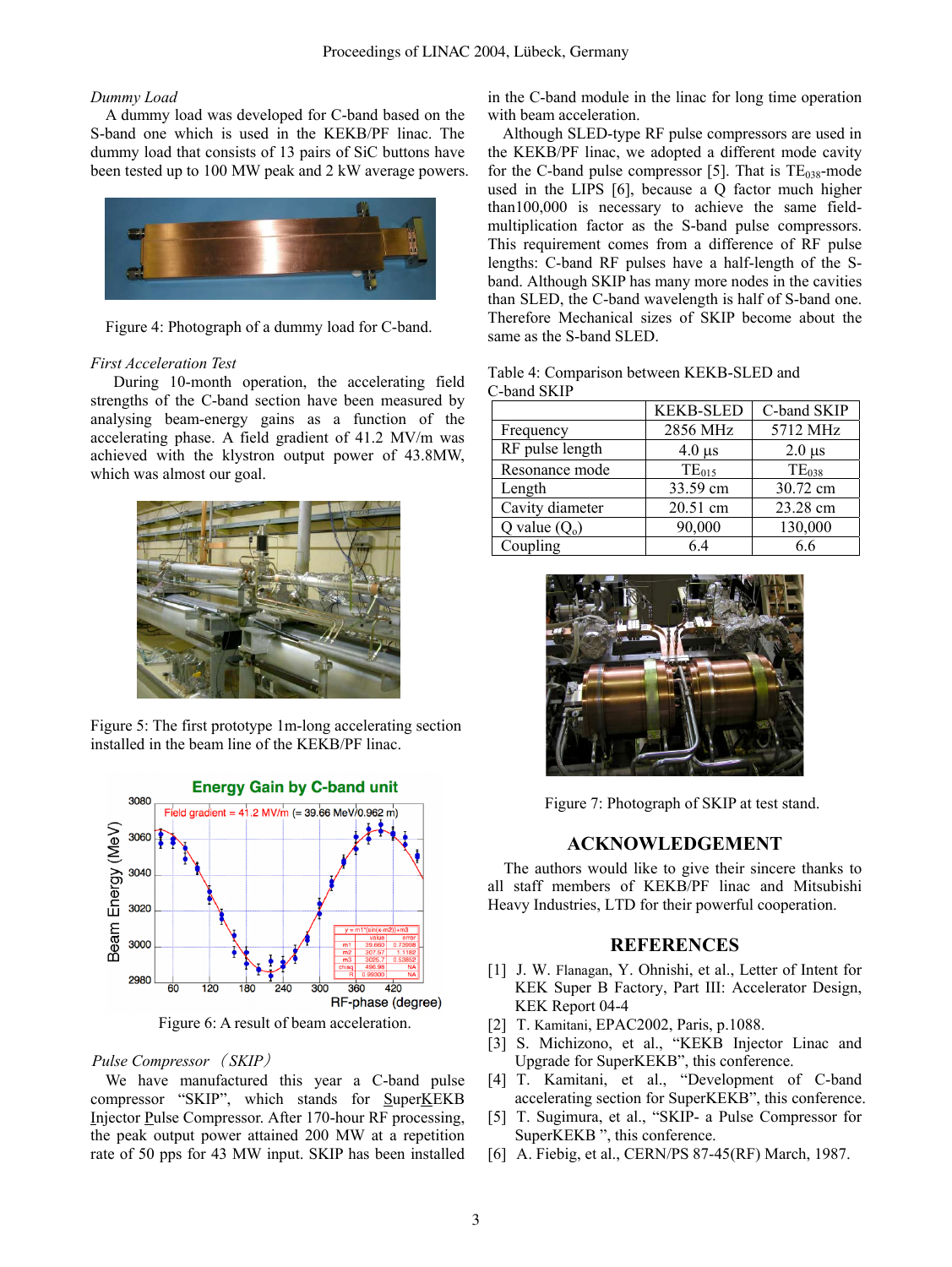*Dummy Load*

A dummy load was developed for C-band based on the S-band one which is used in the KEKB/PF linac. The dummy load that consists of 13 pairs of SiC buttons have been tested up to 100 MW peak and 2 kW average powers.

Figure 4: Photograph of a dummy load for C-band.

*First Acceleration Test*

During 10-month operation, the accelerating field strengths of the C-band section have been measured by analysing beam-energy gains as a function of the accelerating phase. A field gradient of 41.2 MV/m was achieved with the klystron output power of 43.8MW, which was almost our goal.

Figure 5: The first prototype 1m-long accelerating section installed in the beam line of the KEKB/PF linac.

Energy Gain by C-band unit

Field gradient = 41.2 MV/m (= 39.66 MeV/0.962 m)

Beam Energy (MeV)

RF-phase (degree)

y = m1*(sin(x-m2))+m3

| | value | error |
|---|---|---|
| m1 | 39.660 | 0.73998 |
| m2 | 307.57 | 1.1182 |
| m3 | 3025.7 | 0.53852 |
| chisq | 496.98 | NA |
| R | 0.99300 | NA |

Figure 6: A result of beam acceleration.

*Pulse Compressor (SKIP)*

We have manufactured this year a C-band pulse compressor "SKIP", which stands for SuperKEKB Injector Pulse Compressor. After 170-hour RF processing, the peak output power attained 200 MW at a repetition rate of 50 pps for 43 MW input. SKIP has been installed in the C-band module in the linac for long time operation with beam acceleration.

Although SLED-type RF pulse compressors are used in the KEKB/PF linac, we adopted a different mode cavity for the C-band pulse compressor [5]. That is $TE_{038}$-mode used in the LIPS [6], because a Q factor much higher than100,000 is necessary to achieve the same field-multiplication factor as the S-band pulse compressors. This requirement comes from a difference of RF pulse lengths: C-band RF pulses have a half-length of the S-band. Although SKIP has many more nodes in the cavities than SLED, the C-band wavelength is half of S-band one. Therefore Mechanical sizes of SKIP become about the same as the S-band SLED.

Table 4: Comparison between KEKB-SLED and C-band SKIP

| | KEKB-SLED | C-band SKIP |
|---|---|---|
| Frequency | 2856 MHz | 5712 MHz |
| RF pulse length | 4.0 μs | 2.0 μs |
| Resonance mode | $TE_{015}$ | $TE_{038}$ |
| Length | 33.59 cm | 30.72 cm |
| Cavity diameter | 20.51 cm | 23.28 cm |
| Q value ($Q_o$) | 90,000 | 130,000 |
| Coupling | 6.4 | 6.6 |

Figure 7: Photograph of SKIP at test stand.

## ACKNOWLEDGEMENT

The authors would like to give their sincere thanks to all staff members of KEKB/PF linac and Mitsubishi Heavy Industries, LTD for their powerful cooperation.

## REFERENCES

[1] J. W. Flanagan, Y. Ohnishi, et al., Letter of Intent for KEK Super B Factory, Part III: Accelerator Design, KEK Report 04-4

[2] T. Kamitani, EPAC2002, Paris, p.1088.

[3] S. Michizono, et al., "KEKB Injector Linac and Upgrade for SuperKEKB", this conference.

[4] T. Kamitani, et al., "Development of C-band accelerating section for SuperKEKB", this conference.

[5] T. Sugimura, et al., "SKIP- a Pulse Compressor for SuperKEKB ", this conference.

[6] A. Fiebig, et al., CERN/PS 87-45(RF) March, 1987.